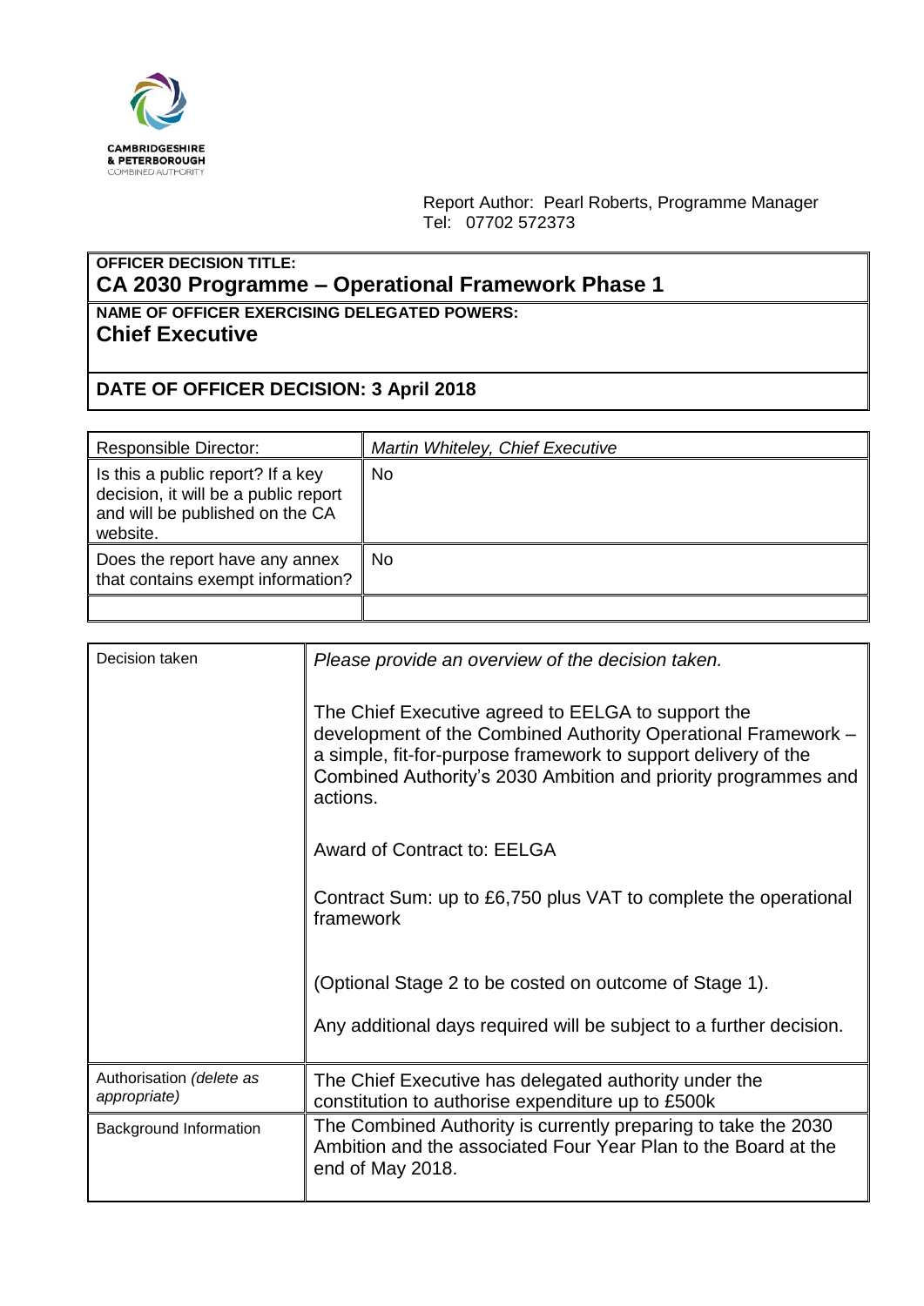CAMBRIDGESHIRE & PETERBOROUGH COMBINED AUTHORITY

Report Author: Pearl Roberts, Programme Manager
Tel: 07702 572373

| **OFFICER DECISION TITLE:** **CA 2030 Programme – Operational Framework Phase 1** |
|---|
| **NAME OF OFFICER EXERCISING DELEGATED POWERS:** **Chief Executive** |
| **DATE OF OFFICER DECISION: 3 April 2018** |

| Responsible Director: | *Martin Whiteley, Chief Executive* |
|---|---|
| Is this a public report? If a key decision, it will be a public report and will be published on the CA website. | No |
| Does the report have any annex that contains exempt information? | No |
| | |

| Decision taken | *Please provide an overview of the decision taken.*<br><br>The Chief Executive agreed to EELGA to support the development of the Combined Authority Operational Framework – a simple, fit-for-purpose framework to support delivery of the Combined Authority's 2030 Ambition and priority programmes and actions.<br><br>Award of Contract to: EELGA<br><br>Contract Sum: up to £6,750 plus VAT to complete the operational framework<br><br>(Optional Stage 2 to be costed on outcome of Stage 1).<br><br>Any additional days required will be subject to a further decision. |
|---|---|
| Authorisation *(delete as appropriate)* | The Chief Executive has delegated authority under the constitution to authorise expenditure up to £500k |
| Background Information | The Combined Authority is currently preparing to take the 2030 Ambition and the associated Four Year Plan to the Board at the end of May 2018. |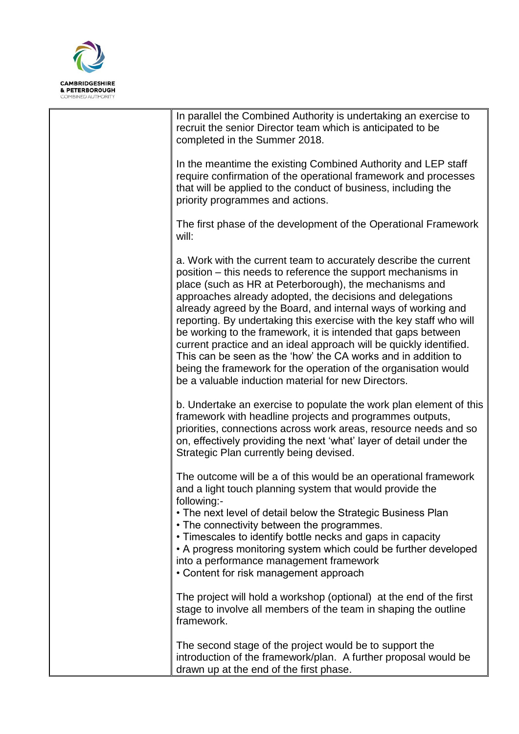| | |
|---|---|
| | In parallel the Combined Authority is undertaking an exercise to recruit the senior Director team which is anticipated to be completed in the Summer 2018.<br><br>In the meantime the existing Combined Authority and LEP staff require confirmation of the operational framework and processes that will be applied to the conduct of business, including the priority programmes and actions.<br><br>The first phase of the development of the Operational Framework will:<br><br>a. Work with the current team to accurately describe the current position – this needs to reference the support mechanisms in place (such as HR at Peterborough), the mechanisms and approaches already adopted, the decisions and delegations already agreed by the Board, and internal ways of working and reporting. By undertaking this exercise with the key staff who will be working to the framework, it is intended that gaps between current practice and an ideal approach will be quickly identified. This can be seen as the 'how' the CA works and in addition to being the framework for the operation of the organisation would be a valuable induction material for new Directors.<br><br>b. Undertake an exercise to populate the work plan element of this framework with headline projects and programmes outputs, priorities, connections across work areas, resource needs and so on, effectively providing the next 'what' layer of detail under the Strategic Plan currently being devised.<br><br>The outcome will be a of this would be an operational framework and a light touch planning system that would provide the following:-<br>• The next level of detail below the Strategic Business Plan<br>• The connectivity between the programmes.<br>• Timescales to identify bottle necks and gaps in capacity<br>• A progress monitoring system which could be further developed into a performance management framework<br>• Content for risk management approach<br><br>The project will hold a workshop (optional) at the end of the first stage to involve all members of the team in shaping the outline framework.<br><br>The second stage of the project would be to support the introduction of the framework/plan. A further proposal would be drawn up at the end of the first phase. |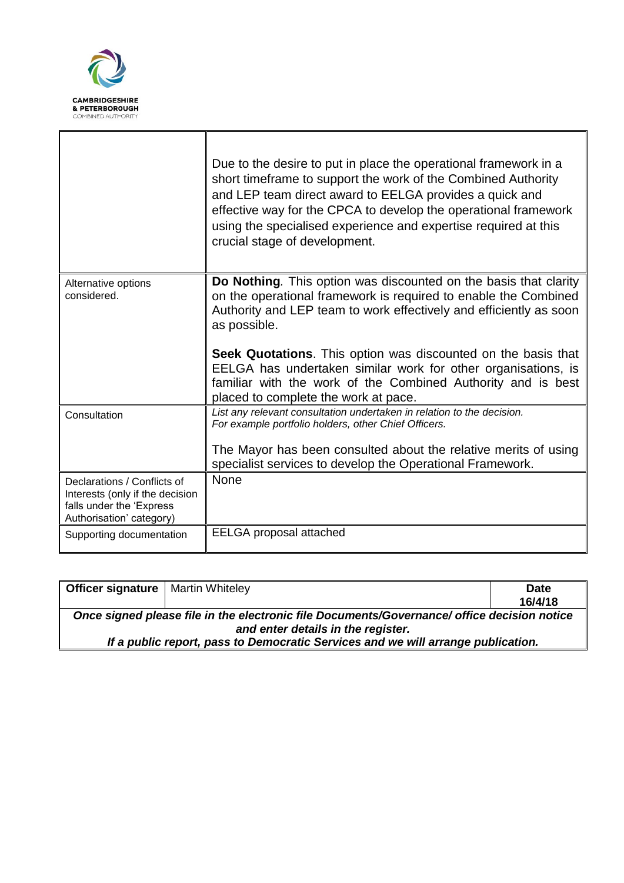| | |
|---|---|
| | Due to the desire to put in place the operational framework in a short timeframe to support the work of the Combined Authority and LEP team direct award to EELGA provides a quick and effective way for the CPCA to develop the operational framework using the specialised experience and expertise required at this crucial stage of development. |
| Alternative options considered. | **Do Nothing**. This option was discounted on the basis that clarity on the operational framework is required to enable the Combined Authority and LEP team to work effectively and efficiently as soon as possible.<br><br>**Seek Quotations**. This option was discounted on the basis that EELGA has undertaken similar work for other organisations, is familiar with the work of the Combined Authority and is best placed to complete the work at pace. |
| Consultation | *List any relevant consultation undertaken in relation to the decision. For example portfolio holders, other Chief Officers.*<br><br>The Mayor has been consulted about the relative merits of using specialist services to develop the Operational Framework. |
| Declarations / Conflicts of Interests (only if the decision falls under the 'Express Authorisation' category) | None |
| Supporting documentation | EELGA proposal attached |

| **Officer signature** | Martin Whiteley | **Date** 16/4/18 |
|---|---|---|
| ***Once signed please file in the electronic file Documents/Governance/ office decision notice and enter details in the register. If a public report, pass to Democratic Services and we will arrange publication.*** | | |